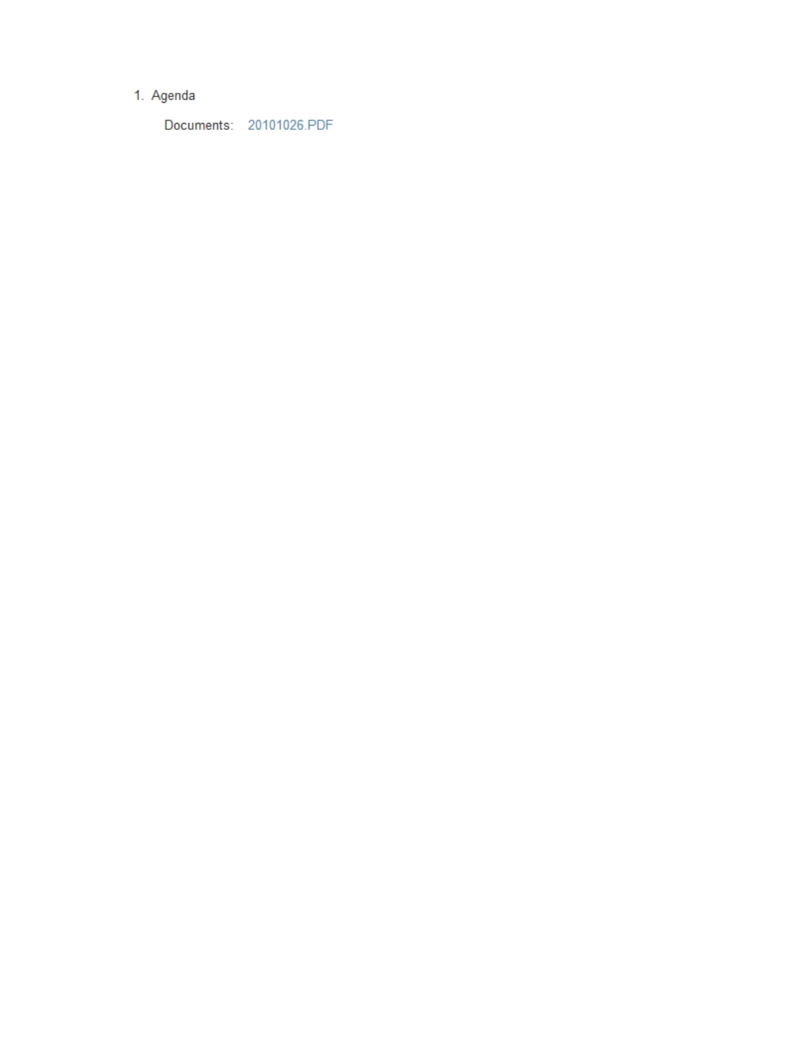1. Agenda

   Documents: 20101026.PDF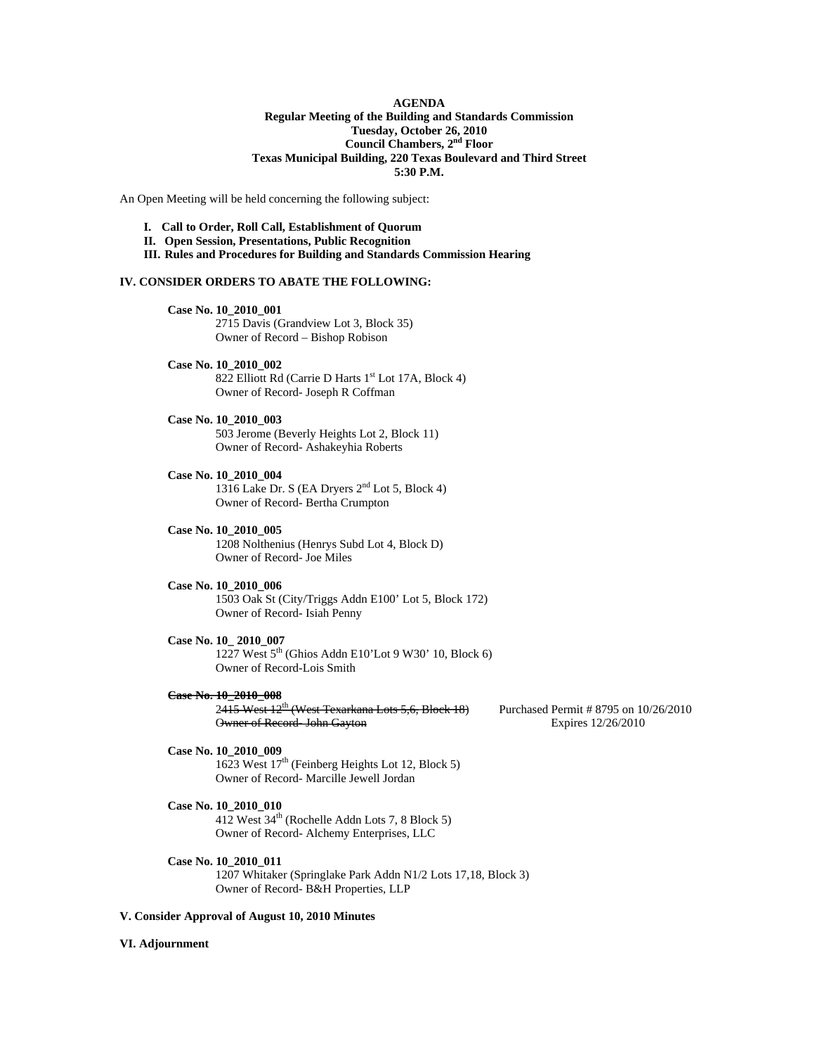**AGENDA**
**Regular Meeting of the Building and Standards Commission**
**Tuesday, October 26, 2010**
**Council Chambers, 2nd Floor**
**Texas Municipal Building, 220 Texas Boulevard and Third Street**
**5:30 P.M.**

An Open Meeting will be held concerning the following subject:

**I. Call to Order, Roll Call, Establishment of Quorum**
**II. Open Session, Presentations, Public Recognition**
**III. Rules and Procedures for Building and Standards Commission Hearing**

**IV. CONSIDER ORDERS TO ABATE THE FOLLOWING:**

**Case No. 10_2010_001**
2715 Davis (Grandview Lot 3, Block 35)
Owner of Record – Bishop Robison

**Case No. 10_2010_002**
822 Elliott Rd (Carrie D Harts 1st Lot 17A, Block 4)
Owner of Record- Joseph R Coffman

**Case No. 10_2010_003**
503 Jerome (Beverly Heights Lot 2, Block 11)
Owner of Record- Ashakeyhia Roberts

**Case No. 10_2010_004**
1316 Lake Dr. S (EA Dryers 2nd Lot 5, Block 4)
Owner of Record- Bertha Crumpton

**Case No. 10_2010_005**
1208 Nolthenius (Henrys Subd Lot 4, Block D)
Owner of Record- Joe Miles

**Case No. 10_2010_006**
1503 Oak St (City/Triggs Addn E100' Lot 5, Block 172)
Owner of Record- Isiah Penny

**Case No. 10_ 2010_007**
1227 West 5th (Ghios Addn E10'Lot 9 W30' 10, Block 6)
Owner of Record-Lois Smith

~~**Case No. 10_2010_008**~~
~~2415 West 12th (West Texarkana Lots 5,6, Block 18)~~ Purchased Permit # 8795 on 10/26/2010
~~Owner of Record- John Gayton~~ Expires 12/26/2010

**Case No. 10_2010_009**
1623 West 17th (Feinberg Heights Lot 12, Block 5)
Owner of Record- Marcille Jewell Jordan

**Case No. 10_2010_010**
412 West 34th (Rochelle Addn Lots 7, 8 Block 5)
Owner of Record- Alchemy Enterprises, LLC

**Case No. 10_2010_011**
1207 Whitaker (Springlake Park Addn N1/2 Lots 17,18, Block 3)
Owner of Record- B&H Properties, LLP

**V. Consider Approval of August 10, 2010 Minutes**

**VI. Adjournment**